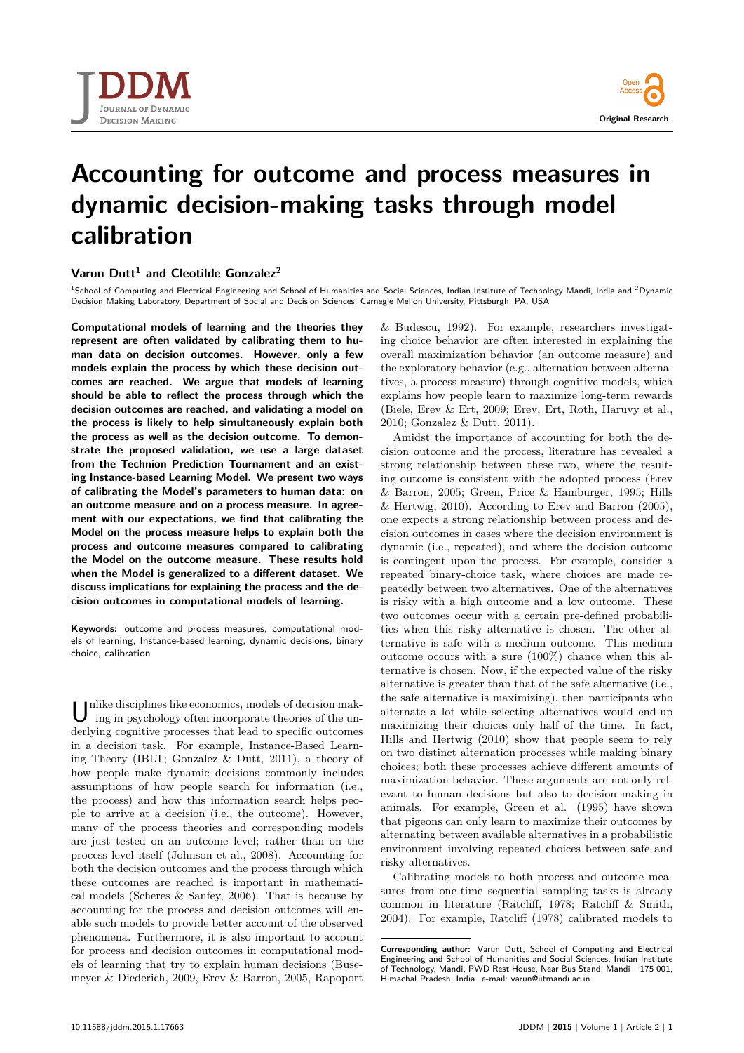# Accounting for outcome and process measures in dynamic decision-making tasks through model calibration

**Varun Dutt[1] and Cleotilde Gonzalez[2]**

[1]School of Computing and Electrical Engineering and School of Humanities and Social Sciences, Indian Institute of Technology Mandi, India and [2]Dynamic Decision Making Laboratory, Department of Social and Decision Sciences, Carnegie Mellon University, Pittsburgh, PA, USA

**Computational models of learning and the theories they represent are often validated by calibrating them to human data on decision outcomes. However, only a few models explain the process by which these decision outcomes are reached. We argue that models of learning should be able to reflect the process through which the decision outcomes are reached, and validating a model on the process is likely to help simultaneously explain both the process as well as the decision outcome. To demonstrate the proposed validation, we use a large dataset from the Technion Prediction Tournament and an existing Instance-based Learning Model. We present two ways of calibrating the Model's parameters to human data: on an outcome measure and on a process measure. In agreement with our expectations, we find that calibrating the Model on the process measure helps to explain both the process and outcome measures compared to calibrating the Model on the outcome measure. These results hold when the Model is generalized to a different dataset. We discuss implications for explaining the process and the decision outcomes in computational models of learning.**

**Keywords:** outcome and process measures, computational models of learning, Instance-based learning, dynamic decisions, binary choice, calibration

Unlike disciplines like economics, models of decision making in psychology often incorporate theories of the underlying cognitive processes that lead to specific outcomes in a decision task. For example, Instance-Based Learning Theory (IBLT; Gonzalez & Dutt, 2011), a theory of how people make dynamic decisions commonly includes assumptions of how people search for information (i.e., the process) and how this information search helps people to arrive at a decision (i.e., the outcome). However, many of the process theories and corresponding models are just tested on an outcome level; rather than on the process level itself (Johnson et al., 2008). Accounting for both the decision outcomes and the process through which these outcomes are reached is important in mathematical models (Scheres & Sanfey, 2006). That is because by accounting for the process and decision outcomes will enable such models to provide better account of the observed phenomena. Furthermore, it is also important to account for process and decision outcomes in computational models of learning that try to explain human decisions (Busemeyer & Diederich, 2009, Erev & Barron, 2005, Rapoport & Budescu, 1992). For example, researchers investigating choice behavior are often interested in explaining the overall maximization behavior (an outcome measure) and the exploratory behavior (e.g., alternation between alternatives, a process measure) through cognitive models, which explains how people learn to maximize long-term rewards (Biele, Erev & Ert, 2009; Erev, Ert, Roth, Haruvy et al., 2010; Gonzalez & Dutt, 2011).

Amidst the importance of accounting for both the decision outcome and the process, literature has revealed a strong relationship between these two, where the resulting outcome is consistent with the adopted process (Erev & Barron, 2005; Green, Price & Hamburger, 1995; Hills & Hertwig, 2010). According to Erev and Barron (2005), one expects a strong relationship between process and decision outcomes in cases where the decision environment is dynamic (i.e., repeated), and where the decision outcome is contingent upon the process. For example, consider a repeated binary-choice task, where choices are made repeatedly between two alternatives. One of the alternatives is risky with a high outcome and a low outcome. These two outcomes occur with a certain pre-defined probabilities when this risky alternative is chosen. The other alternative is safe with a medium outcome. This medium outcome occurs with a sure (100%) chance when this alternative is chosen. Now, if the expected value of the risky alternative is greater than that of the safe alternative (i.e., the safe alternative is maximizing), then participants who alternate a lot while selecting alternatives would end-up maximizing their choices only half of the time. In fact, Hills and Hertwig (2010) show that people seem to rely on two distinct alternation processes while making binary choices; both these processes achieve different amounts of maximization behavior. These arguments are not only relevant to human decisions but also to decision making in animals. For example, Green et al. (1995) have shown that pigeons can only learn to maximize their outcomes by alternating between available alternatives in a probabilistic environment involving repeated choices between safe and risky alternatives.

Calibrating models to both process and outcome measures from one-time sequential sampling tasks is already common in literature (Ratcliff, 1978; Ratcliff & Smith, 2004). For example, Ratcliff (1978) calibrated models to

**Corresponding author:** Varun Dutt, School of Computing and Electrical Engineering and School of Humanities and Social Sciences, Indian Institute of Technology, Mandi, PWD Rest House, Near Bus Stand, Mandi – 175 001, Himachal Pradesh, India. e-mail: varun@iitmandi.ac.in

10.11588/jddm.2015.1.17663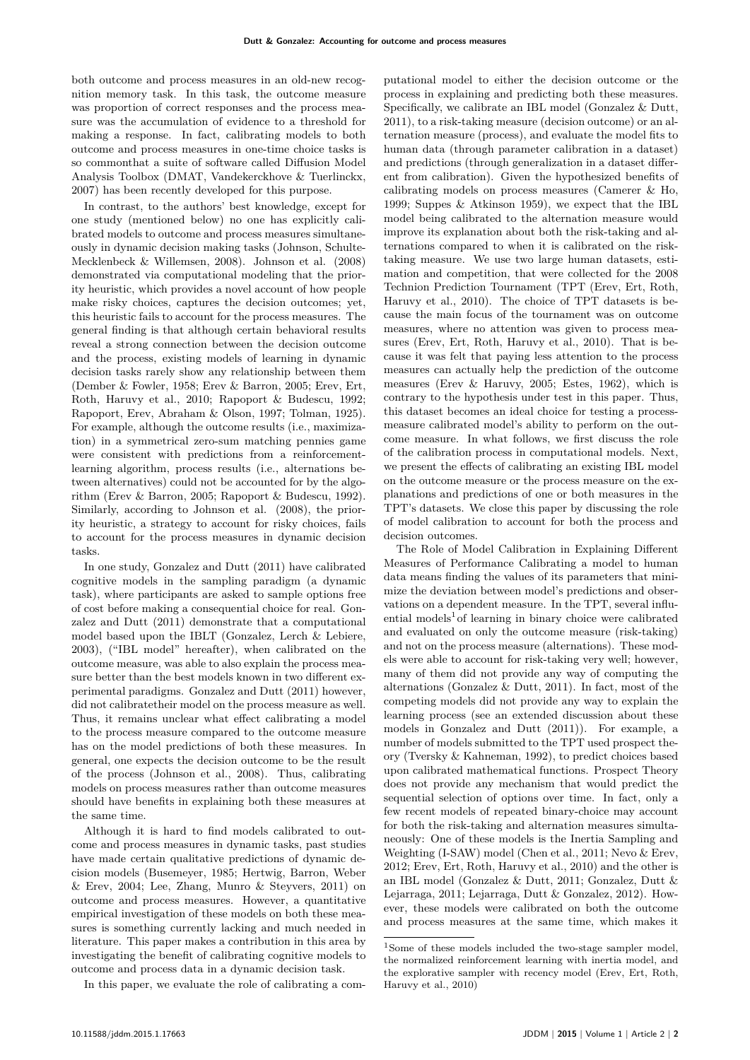both outcome and process measures in an old-new recognition memory task. In this task, the outcome measure was proportion of correct responses and the process measure was the accumulation of evidence to a threshold for making a response. In fact, calibrating models to both outcome and process measures in one-time choice tasks is so commonthat a suite of software called Diffusion Model Analysis Toolbox (DMAT, Vandekerckhove & Tuerlinckx, 2007) has been recently developed for this purpose.

In contrast, to the authors' best knowledge, except for one study (mentioned below) no one has explicitly calibrated models to outcome and process measures simultaneously in dynamic decision making tasks (Johnson, Schulte-Mecklenbeck & Willemsen, 2008). Johnson et al. (2008) demonstrated via computational modeling that the priority heuristic, which provides a novel account of how people make risky choices, captures the decision outcomes; yet, this heuristic fails to account for the process measures. The general finding is that although certain behavioral results reveal a strong connection between the decision outcome and the process, existing models of learning in dynamic decision tasks rarely show any relationship between them (Dember & Fowler, 1958; Erev & Barron, 2005; Erev, Ert, Roth, Haruvy et al., 2010; Rapoport & Budescu, 1992; Rapoport, Erev, Abraham & Olson, 1997; Tolman, 1925). For example, although the outcome results (i.e., maximization) in a symmetrical zero-sum matching pennies game were consistent with predictions from a reinforcement-learning algorithm, process results (i.e., alternations between alternatives) could not be accounted for by the algorithm (Erev & Barron, 2005; Rapoport & Budescu, 1992). Similarly, according to Johnson et al. (2008), the priority heuristic, a strategy to account for risky choices, fails to account for the process measures in dynamic decision tasks.

In one study, Gonzalez and Dutt (2011) have calibrated cognitive models in the sampling paradigm (a dynamic task), where participants are asked to sample options free of cost before making a consequential choice for real. Gonzalez and Dutt (2011) demonstrate that a computational model based upon the IBLT (Gonzalez, Lerch & Lebiere, 2003), ("IBL model" hereafter), when calibrated on the outcome measure, was able to also explain the process measure better than the best models known in two different experimental paradigms. Gonzalez and Dutt (2011) however, did not calibratetheir model on the process measure as well. Thus, it remains unclear what effect calibrating a model to the process measure compared to the outcome measure has on the model predictions of both these measures. In general, one expects the decision outcome to be the result of the process (Johnson et al., 2008). Thus, calibrating models on process measures rather than outcome measures should have benefits in explaining both these measures at the same time.

Although it is hard to find models calibrated to outcome and process measures in dynamic tasks, past studies have made certain qualitative predictions of dynamic decision models (Busemeyer, 1985; Hertwig, Barron, Weber & Erev, 2004; Lee, Zhang, Munro & Steyvers, 2011) on outcome and process measures. However, a quantitative empirical investigation of these models on both these measures is something currently lacking and much needed in literature. This paper makes a contribution in this area by investigating the benefit of calibrating cognitive models to outcome and process data in a dynamic decision task.

In this paper, we evaluate the role of calibrating a computational model to either the decision outcome or the process in explaining and predicting both these measures. Specifically, we calibrate an IBL model (Gonzalez & Dutt, 2011), to a risk-taking measure (decision outcome) or an alternation measure (process), and evaluate the model fits to human data (through parameter calibration in a dataset) and predictions (through generalization in a dataset different from calibration). Given the hypothesized benefits of calibrating models on process measures (Camerer & Ho, 1999; Suppes & Atkinson 1959), we expect that the IBL model being calibrated to the alternation measure would improve its explanation about both the risk-taking and alternations compared to when it is calibrated on the risk-taking measure. We use two large human datasets, estimation and competition, that were collected for the 2008 Technion Prediction Tournament (TPT (Erev, Ert, Roth, Haruvy et al., 2010). The choice of TPT datasets is because the main focus of the tournament was on outcome measures, where no attention was given to process measures (Erev, Ert, Roth, Haruvy et al., 2010). That is because it was felt that paying less attention to the process measures can actually help the prediction of the outcome measures (Erev & Haruvy, 2005; Estes, 1962), which is contrary to the hypothesis under test in this paper. Thus, this dataset becomes an ideal choice for testing a process-measure calibrated model's ability to perform on the outcome measure. In what follows, we first discuss the role of the calibration process in computational models. Next, we present the effects of calibrating an existing IBL model on the outcome measure or the process measure on the explanations and predictions of one or both measures in the TPT's datasets. We close this paper by discussing the role of model calibration to account for both the process and decision outcomes.

The Role of Model Calibration in Explaining Different Measures of Performance Calibrating a model to human data means finding the values of its parameters that minimize the deviation between model's predictions and observations on a dependent measure. In the TPT, several influential models[1] of learning in binary choice were calibrated and evaluated on only the outcome measure (risk-taking) and not on the process measure (alternations). These models were able to account for risk-taking very well; however, many of them did not provide any way of computing the alternations (Gonzalez & Dutt, 2011). In fact, most of the competing models did not provide any way to explain the learning process (see an extended discussion about these models in Gonzalez and Dutt (2011)). For example, a number of models submitted to the TPT used prospect theory (Tversky & Kahneman, 1992), to predict choices based upon calibrated mathematical functions. Prospect Theory does not provide any mechanism that would predict the sequential selection of options over time. In fact, only a few recent models of repeated binary-choice may account for both the risk-taking and alternation measures simultaneously: One of these models is the Inertia Sampling and Weighting (I-SAW) model (Chen et al., 2011; Nevo & Erev, 2012; Erev, Ert, Roth, Haruvy et al., 2010) and the other is an IBL model (Gonzalez & Dutt, 2011; Gonzalez, Dutt & Lejarraga, 2011; Lejarraga, Dutt & Gonzalez, 2012). However, these models were calibrated on both the outcome and process measures at the same time, which makes it

[1] Some of these models included the two-stage sampler model, the normalized reinforcement learning with inertia model, and the explorative sampler with recency model (Erev, Ert, Roth, Haruvy et al., 2010)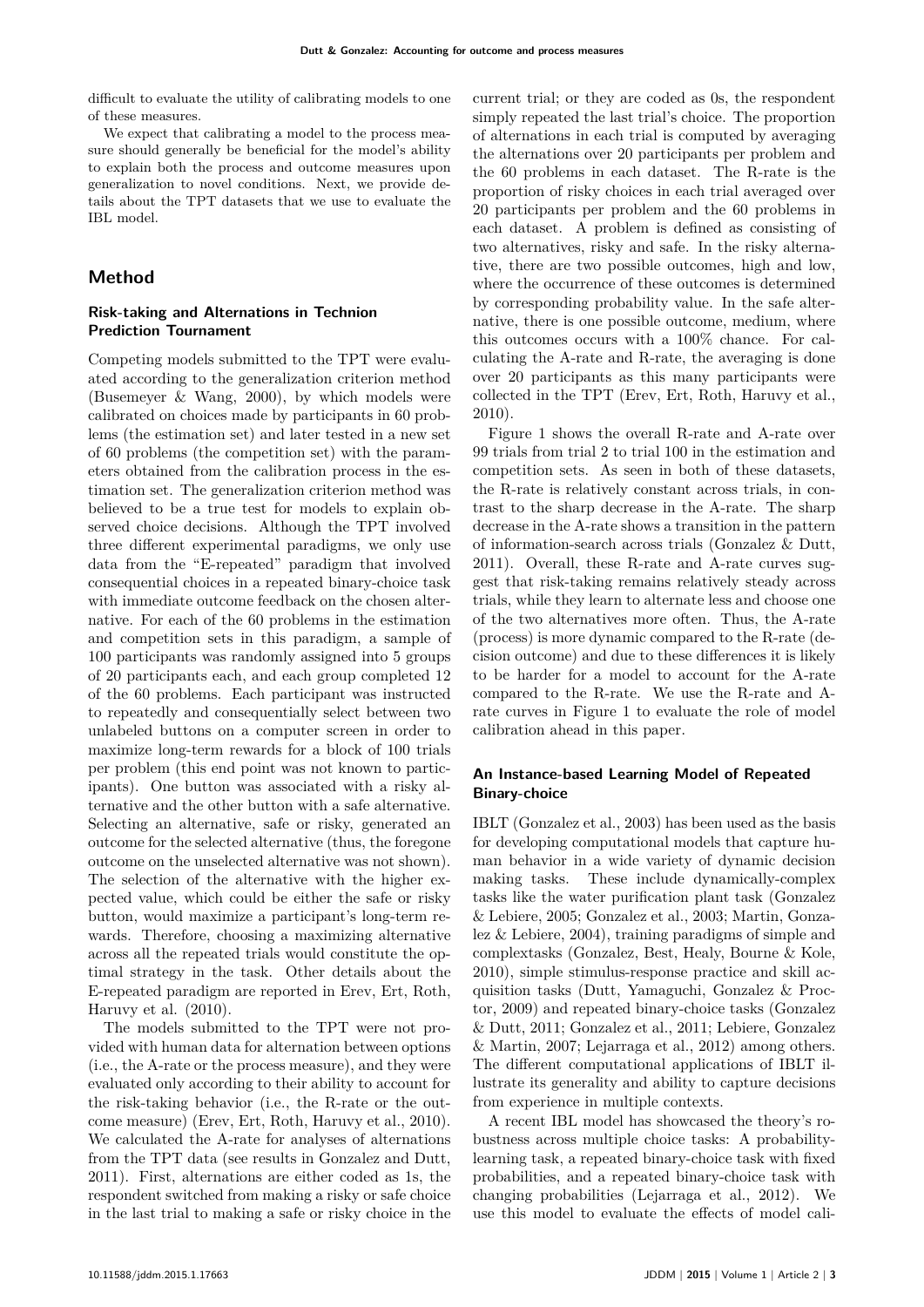difficult to evaluate the utility of calibrating models to one of these measures.

We expect that calibrating a model to the process measure should generally be beneficial for the model's ability to explain both the process and outcome measures upon generalization to novel conditions. Next, we provide details about the TPT datasets that we use to evaluate the IBL model.

## Method

### Risk-taking and Alternations in Technion Prediction Tournament

Competing models submitted to the TPT were evaluated according to the generalization criterion method (Busemeyer & Wang, 2000), by which models were calibrated on choices made by participants in 60 problems (the estimation set) and later tested in a new set of 60 problems (the competition set) with the parameters obtained from the calibration process in the estimation set. The generalization criterion method was believed to be a true test for models to explain observed choice decisions. Although the TPT involved three different experimental paradigms, we only use data from the "E-repeated" paradigm that involved consequential choices in a repeated binary-choice task with immediate outcome feedback on the chosen alternative. For each of the 60 problems in the estimation and competition sets in this paradigm, a sample of 100 participants was randomly assigned into 5 groups of 20 participants each, and each group completed 12 of the 60 problems. Each participant was instructed to repeatedly and consequentially select between two unlabeled buttons on a computer screen in order to maximize long-term rewards for a block of 100 trials per problem (this end point was not known to participants). One button was associated with a risky alternative and the other button with a safe alternative. Selecting an alternative, safe or risky, generated an outcome for the selected alternative (thus, the foregone outcome on the unselected alternative was not shown). The selection of the alternative with the higher expected value, which could be either the safe or risky button, would maximize a participant's long-term rewards. Therefore, choosing a maximizing alternative across all the repeated trials would constitute the optimal strategy in the task. Other details about the E-repeated paradigm are reported in Erev, Ert, Roth, Haruvy et al. (2010).

The models submitted to the TPT were not provided with human data for alternation between options (i.e., the A-rate or the process measure), and they were evaluated only according to their ability to account for the risk-taking behavior (i.e., the R-rate or the outcome measure) (Erev, Ert, Roth, Haruvy et al., 2010). We calculated the A-rate for analyses of alternations from the TPT data (see results in Gonzalez and Dutt, 2011). First, alternations are either coded as 1s, the respondent switched from making a risky or safe choice in the last trial to making a safe or risky choice in the current trial; or they are coded as 0s, the respondent simply repeated the last trial's choice. The proportion of alternations in each trial is computed by averaging the alternations over 20 participants per problem and the 60 problems in each dataset. The R-rate is the proportion of risky choices in each trial averaged over 20 participants per problem and the 60 problems in each dataset. A problem is defined as consisting of two alternatives, risky and safe. In the risky alternative, there are two possible outcomes, high and low, where the occurrence of these outcomes is determined by corresponding probability value. In the safe alternative, there is one possible outcome, medium, where this outcomes occurs with a 100% chance. For calculating the A-rate and R-rate, the averaging is done over 20 participants as this many participants were collected in the TPT (Erev, Ert, Roth, Haruvy et al., 2010).

Figure 1 shows the overall R-rate and A-rate over 99 trials from trial 2 to trial 100 in the estimation and competition sets. As seen in both of these datasets, the R-rate is relatively constant across trials, in contrast to the sharp decrease in the A-rate. The sharp decrease in the A-rate shows a transition in the pattern of information-search across trials (Gonzalez & Dutt, 2011). Overall, these R-rate and A-rate curves suggest that risk-taking remains relatively steady across trials, while they learn to alternate less and choose one of the two alternatives more often. Thus, the A-rate (process) is more dynamic compared to the R-rate (decision outcome) and due to these differences it is likely to be harder for a model to account for the A-rate compared to the R-rate. We use the R-rate and A-rate curves in Figure 1 to evaluate the role of model calibration ahead in this paper.

### An Instance-based Learning Model of Repeated Binary-choice

IBLT (Gonzalez et al., 2003) has been used as the basis for developing computational models that capture human behavior in a wide variety of dynamic decision making tasks. These include dynamically-complex tasks like the water purification plant task (Gonzalez & Lebiere, 2005; Gonzalez et al., 2003; Martin, Gonzalez & Lebiere, 2004), training paradigms of simple and complextasks (Gonzalez, Best, Healy, Bourne & Kole, 2010), simple stimulus-response practice and skill acquisition tasks (Dutt, Yamaguchi, Gonzalez & Proctor, 2009) and repeated binary-choice tasks (Gonzalez & Dutt, 2011; Gonzalez et al., 2011; Lebiere, Gonzalez & Martin, 2007; Lejarraga et al., 2012) among others. The different computational applications of IBLT illustrate its generality and ability to capture decisions from experience in multiple contexts.

A recent IBL model has showcased the theory's robustness across multiple choice tasks: A probability-learning task, a repeated binary-choice task with fixed probabilities, and a repeated binary-choice task with changing probabilities (Lejarraga et al., 2012). We use this model to evaluate the effects of model cali-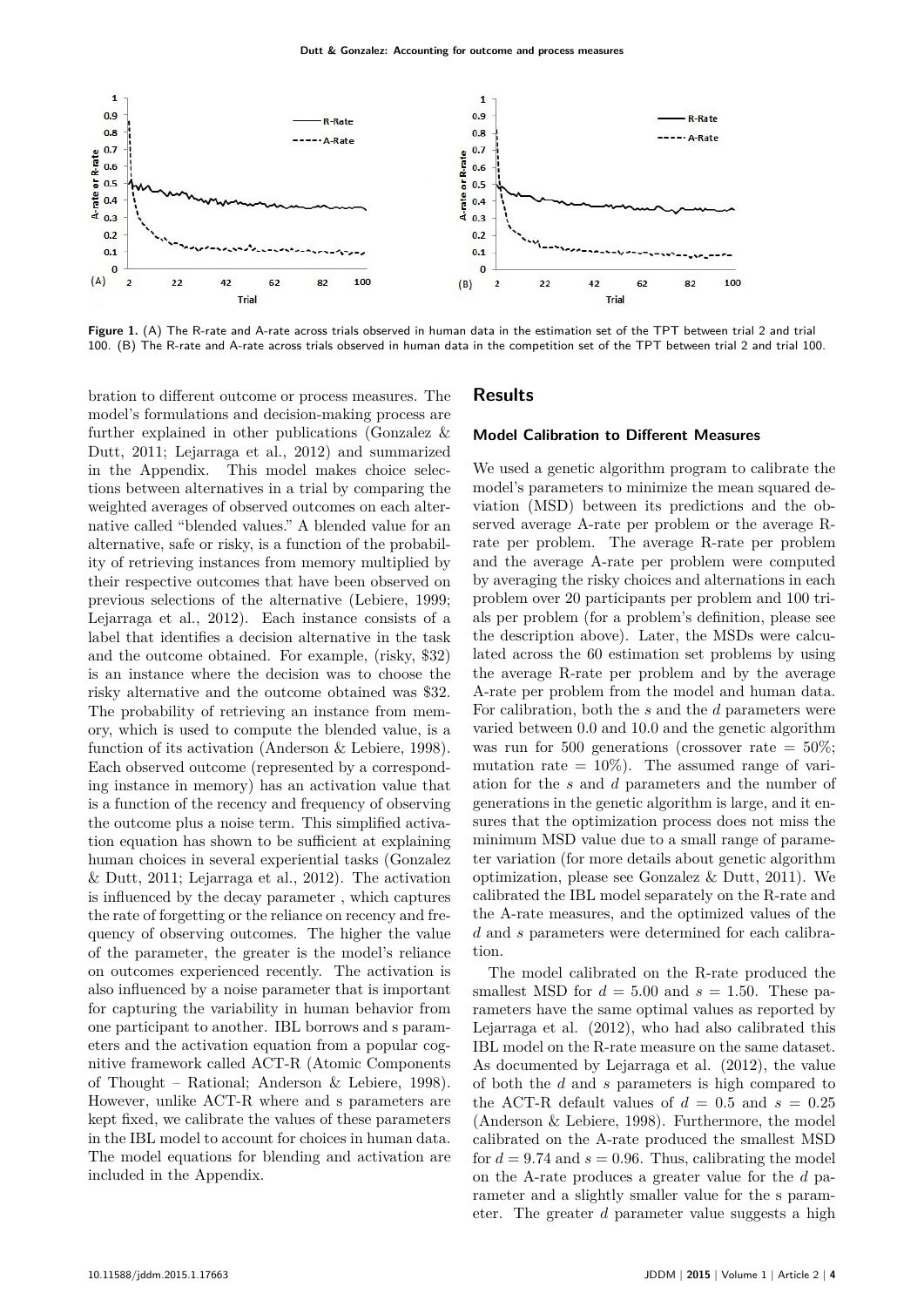**Figure 1.** (A) The R-rate and A-rate across trials observed in human data in the estimation set of the TPT between trial 2 and trial 100. (B) The R-rate and A-rate across trials observed in human data in the competition set of the TPT between trial 2 and trial 100.

bration to different outcome or process measures. The model's formulations and decision-making process are further explained in other publications (Gonzalez & Dutt, 2011; Lejarraga et al., 2012) and summarized in the Appendix. This model makes choice selections between alternatives in a trial by comparing the weighted averages of observed outcomes on each alternative called "blended values." A blended value for an alternative, safe or risky, is a function of the probability of retrieving instances from memory multiplied by their respective outcomes that have been observed on previous selections of the alternative (Lebiere, 1999; Lejarraga et al., 2012). Each instance consists of a label that identifies a decision alternative in the task and the outcome obtained. For example, (risky, \$32) is an instance where the decision was to choose the risky alternative and the outcome obtained was \$32. The probability of retrieving an instance from memory, which is used to compute the blended value, is a function of its activation (Anderson & Lebiere, 1998). Each observed outcome (represented by a corresponding instance in memory) has an activation value that is a function of the recency and frequency of observing the outcome plus a noise term. This simplified activation equation has shown to be sufficient at explaining human choices in several experiential tasks (Gonzalez & Dutt, 2011; Lejarraga et al., 2012). The activation is influenced by the decay parameter , which captures the rate of forgetting or the reliance on recency and frequency of observing outcomes. The higher the value of the parameter, the greater is the model's reliance on outcomes experienced recently. The activation is also influenced by a noise parameter that is important for capturing the variability in human behavior from one participant to another. IBL borrows and s parameters and the activation equation from a popular cognitive framework called ACT-R (Atomic Components of Thought – Rational; Anderson & Lebiere, 1998). However, unlike ACT-R where and s parameters are kept fixed, we calibrate the values of these parameters in the IBL model to account for choices in human data. The model equations for blending and activation are included in the Appendix.

## Results

### Model Calibration to Different Measures

We used a genetic algorithm program to calibrate the model's parameters to minimize the mean squared deviation (MSD) between its predictions and the observed average A-rate per problem or the average R-rate per problem. The average R-rate per problem and the average A-rate per problem were computed by averaging the risky choices and alternations in each problem over 20 participants per problem and 100 trials per problem (for a problem's definition, please see the description above). Later, the MSDs were calculated across the 60 estimation set problems by using the average R-rate per problem and by the average A-rate per problem from the model and human data. For calibration, both the $s$ and the $d$ parameters were varied between 0.0 and 10.0 and the genetic algorithm was run for 500 generations (crossover rate = 50%; mutation rate = 10%). The assumed range of variation for the $s$ and $d$ parameters and the number of generations in the genetic algorithm is large, and it ensures that the optimization process does not miss the minimum MSD value due to a small range of parameter variation (for more details about genetic algorithm optimization, please see Gonzalez & Dutt, 2011). We calibrated the IBL model separately on the R-rate and the A-rate measures, and the optimized values of the $d$ and $s$ parameters were determined for each calibration.

The model calibrated on the R-rate produced the smallest MSD for $d = 5.00$ and $s = 1.50$. These parameters have the same optimal values as reported by Lejarraga et al. (2012), who had also calibrated this IBL model on the R-rate measure on the same dataset. As documented by Lejarraga et al. (2012), the value of both the $d$ and $s$ parameters is high compared to the ACT-R default values of $d = 0.5$ and $s = 0.25$ (Anderson & Lebiere, 1998). Furthermore, the model calibrated on the A-rate produced the smallest MSD for $d = 9.74$ and $s = 0.96$. Thus, calibrating the model on the A-rate produces a greater value for the $d$ parameter and a slightly smaller value for the s parameter. The greater $d$ parameter value suggests a high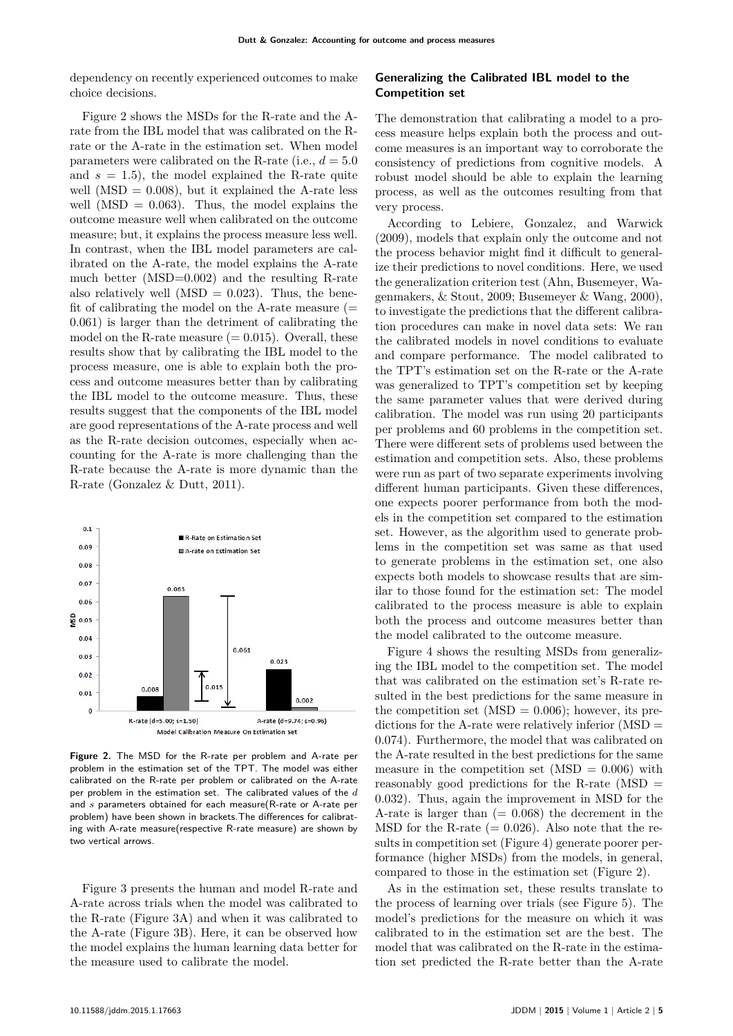dependency on recently experienced outcomes to make choice decisions.

Figure 2 shows the MSDs for the R-rate and the A-rate from the IBL model that was calibrated on the R-rate or the A-rate in the estimation set. When model parameters were calibrated on the R-rate (i.e., $d = 5.0$ and $s = 1.5$), the model explained the R-rate quite well (MSD = 0.008), but it explained the A-rate less well (MSD = 0.063). Thus, the model explains the outcome measure well when calibrated on the outcome measure; but, it explains the process measure less well. In contrast, when the IBL model parameters are calibrated on the A-rate, the model explains the A-rate much better (MSD=0.002) and the resulting R-rate also relatively well (MSD = 0.023). Thus, the benefit of calibrating the model on the A-rate measure (= 0.061) is larger than the detriment of calibrating the model on the R-rate measure (= 0.015). Overall, these results show that by calibrating the IBL model to the process measure, one is able to explain both the process and outcome measures better than by calibrating the IBL model to the outcome measure. Thus, these results suggest that the components of the IBL model are good representations of the A-rate process and well as the R-rate decision outcomes, especially when accounting for the A-rate is more challenging than the R-rate because the A-rate is more dynamic than the R-rate (Gonzalez & Dutt, 2011).

**Figure 2.** The MSD for the R-rate per problem and A-rate per problem in the estimation set of the TPT. The model was either calibrated on the R-rate per problem or calibrated on the A-rate per problem in the estimation set. The calibrated values of the $d$ and $s$ parameters obtained for each measure(R-rate or A-rate per problem) have been shown in brackets.The differences for calibrating with A-rate measure(respective R-rate measure) are shown by two vertical arrows.

Figure 3 presents the human and model R-rate and A-rate across trials when the model was calibrated to the R-rate (Figure 3A) and when it was calibrated to the A-rate (Figure 3B). Here, it can be observed how the model explains the human learning data better for the measure used to calibrate the model.

## Generalizing the Calibrated IBL model to the Competition set

The demonstration that calibrating a model to a process measure helps explain both the process and outcome measures is an important way to corroborate the consistency of predictions from cognitive models. A robust model should be able to explain the learning process, as well as the outcomes resulting from that very process.

According to Lebiere, Gonzalez, and Warwick (2009), models that explain only the outcome and not the process behavior might find it difficult to generalize their predictions to novel conditions. Here, we used the generalization criterion test (Ahn, Busemeyer, Wagenmakers, & Stout, 2009; Busemeyer & Wang, 2000), to investigate the predictions that the different calibration procedures can make in novel data sets: We ran the calibrated models in novel conditions to evaluate and compare performance. The model calibrated to the TPT's estimation set on the R-rate or the A-rate was generalized to TPT's competition set by keeping the same parameter values that were derived during calibration. The model was run using 20 participants per problems and 60 problems in the competition set. There were different sets of problems used between the estimation and competition sets. Also, these problems were run as part of two separate experiments involving different human participants. Given these differences, one expects poorer performance from both the models in the competition set compared to the estimation set. However, as the algorithm used to generate problems in the competition set was same as that used to generate problems in the estimation set, one also expects both models to showcase results that are similar to those found for the estimation set: The model calibrated to the process measure is able to explain both the process and outcome measures better than the model calibrated to the outcome measure.

Figure 4 shows the resulting MSDs from generalizing the IBL model to the competition set. The model that was calibrated on the estimation set's R-rate resulted in the best predictions for the same measure in the competition set (MSD = 0.006); however, its predictions for the A-rate were relatively inferior (MSD = 0.074). Furthermore, the model that was calibrated on the A-rate resulted in the best predictions for the same measure in the competition set (MSD = 0.006) with reasonably good predictions for the R-rate (MSD = 0.032). Thus, again the improvement in MSD for the A-rate is larger than (= 0.068) the decrement in the MSD for the R-rate (= 0.026). Also note that the results in competition set (Figure 4) generate poorer performance (higher MSDs) from the models, in general, compared to those in the estimation set (Figure 2).

As in the estimation set, these results translate to the process of learning over trials (see Figure 5). The model's predictions for the measure on which it was calibrated to in the estimation set are the best. The model that was calibrated on the R-rate in the estimation set predicted the R-rate better than the A-rate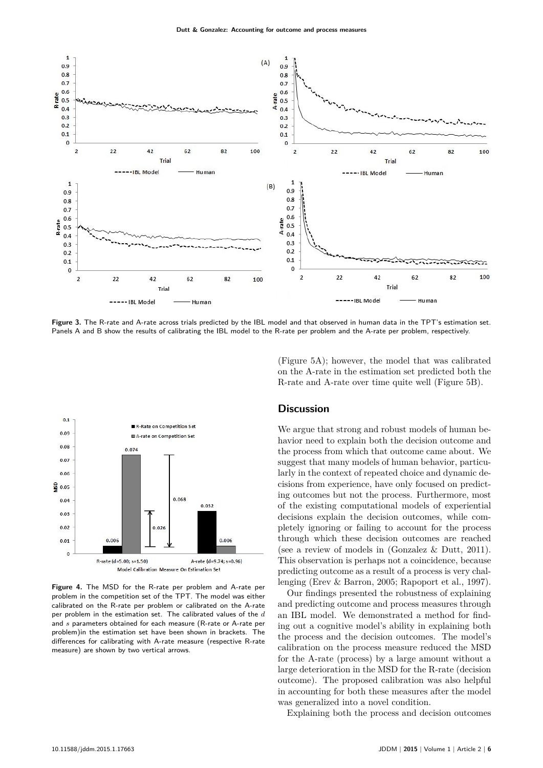Figure 3. The R-rate and A-rate across trials predicted by the IBL model and that observed in human data in the TPT's estimation set. Panels A and B show the results of calibrating the IBL model to the R-rate per problem and the A-rate per problem, respectively.

Figure 4. The MSD for the R-rate per problem and A-rate per problem in the competition set of the TPT. The model was either calibrated on the R-rate per problem or calibrated on the A-rate per problem in the estimation set. The calibrated values of the $d$ and $s$ parameters obtained for each measure (R-rate or A-rate per problem)in the estimation set have been shown in brackets. The differences for calibrating with A-rate measure (respective R-rate measure) are shown by two vertical arrows.

(Figure 5A); however, the model that was calibrated on the A-rate in the estimation set predicted both the R-rate and A-rate over time quite well (Figure 5B).

## Discussion

We argue that strong and robust models of human behavior need to explain both the decision outcome and the process from which that outcome came about. We suggest that many models of human behavior, particularly in the context of repeated choice and dynamic decisions from experience, have only focused on predicting outcomes but not the process. Furthermore, most of the existing computational models of experiential decisions explain the decision outcomes, while completely ignoring or failing to account for the process through which these decision outcomes are reached (see a review of models in (Gonzalez & Dutt, 2011). This observation is perhaps not a coincidence, because predicting outcome as a result of a process is very challenging (Erev & Barron, 2005; Rapoport et al., 1997).

Our findings presented the robustness of explaining and predicting outcome and process measures through an IBL model. We demonstrated a method for finding out a cognitive model's ability in explaining both the process and the decision outcomes. The model's calibration on the process measure reduced the MSD for the A-rate (process) by a large amount without a large deterioration in the MSD for the R-rate (decision outcome). The proposed calibration was also helpful in accounting for both these measures after the model was generalized into a novel condition.

Explaining both the process and decision outcomes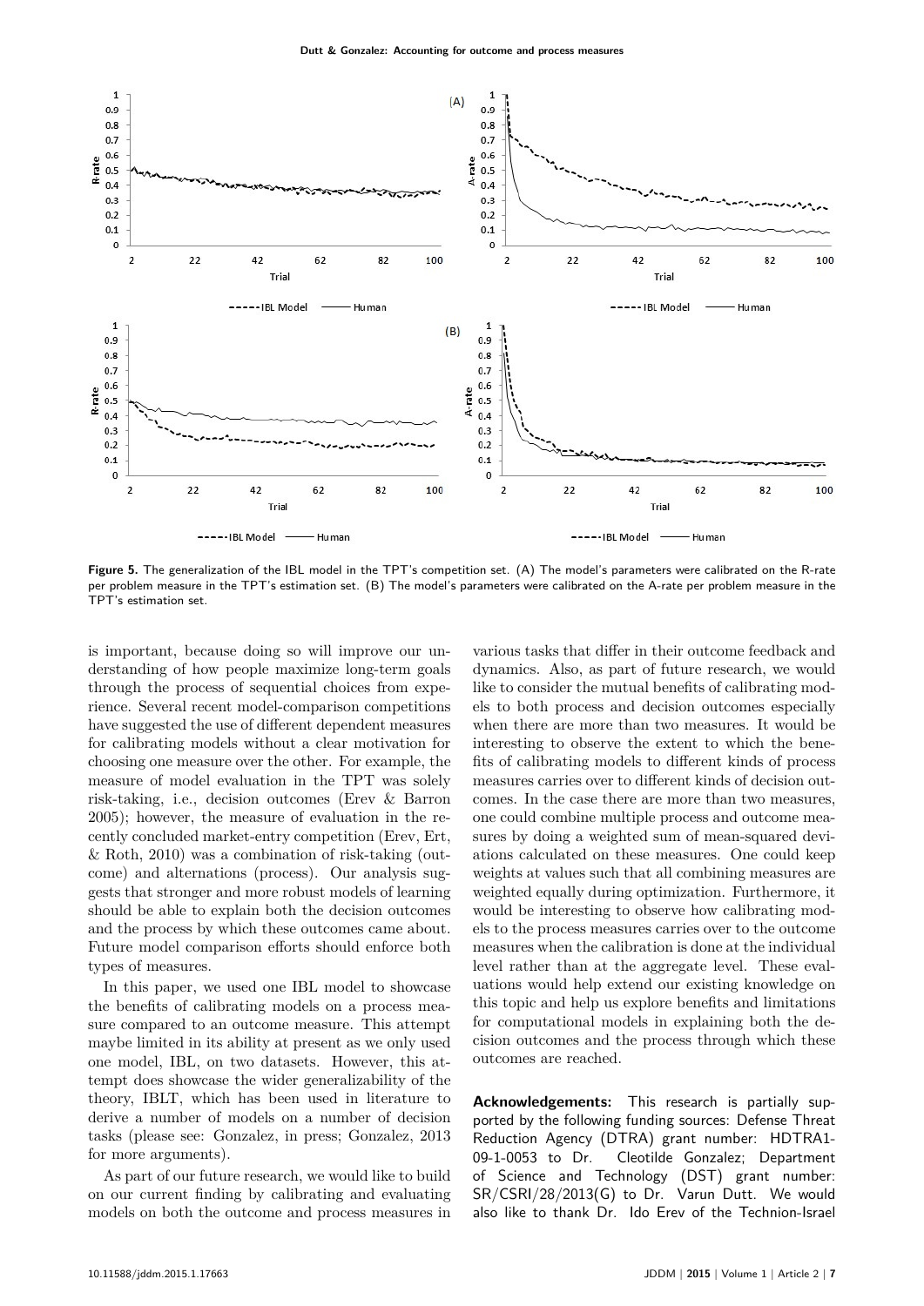**Figure 5.** The generalization of the IBL model in the TPT's competition set. (A) The model's parameters were calibrated on the R-rate per problem measure in the TPT's estimation set. (B) The model's parameters were calibrated on the A-rate per problem measure in the TPT's estimation set.

is important, because doing so will improve our understanding of how people maximize long-term goals through the process of sequential choices from experience. Several recent model-comparison competitions have suggested the use of different dependent measures for calibrating models without a clear motivation for choosing one measure over the other. For example, the measure of model evaluation in the TPT was solely risk-taking, i.e., decision outcomes (Erev & Barron 2005); however, the measure of evaluation in the recently concluded market-entry competition (Erev, Ert, & Roth, 2010) was a combination of risk-taking (outcome) and alternations (process). Our analysis suggests that stronger and more robust models of learning should be able to explain both the decision outcomes and the process by which these outcomes came about. Future model comparison efforts should enforce both types of measures.

In this paper, we used one IBL model to showcase the benefits of calibrating models on a process measure compared to an outcome measure. This attempt maybe limited in its ability at present as we only used one model, IBL, on two datasets. However, this attempt does showcase the wider generalizability of the theory, IBLT, which has been used in literature to derive a number of models on a number of decision tasks (please see: Gonzalez, in press; Gonzalez, 2013 for more arguments).

As part of our future research, we would like to build on our current finding by calibrating and evaluating models on both the outcome and process measures in various tasks that differ in their outcome feedback and dynamics. Also, as part of future research, we would like to consider the mutual benefits of calibrating models to both process and decision outcomes especially when there are more than two measures. It would be interesting to observe the extent to which the benefits of calibrating models to different kinds of process measures carries over to different kinds of decision outcomes. In the case there are more than two measures, one could combine multiple process and outcome measures by doing a weighted sum of mean-squared deviations calculated on these measures. One could keep weights at values such that all combining measures are weighted equally during optimization. Furthermore, it would be interesting to observe how calibrating models to the process measures carries over to the outcome measures when the calibration is done at the individual level rather than at the aggregate level. These evaluations would help extend our existing knowledge on this topic and help us explore benefits and limitations for computational models in explaining both the decision outcomes and the process through which these outcomes are reached.

**Acknowledgements:** This research is partially supported by the following funding sources: Defense Threat Reduction Agency (DTRA) grant number: HDTRA1-09-1-0053 to Dr. Cleotilde Gonzalez; Department of Science and Technology (DST) grant number: SR/CSRI/28/2013(G) to Dr. Varun Dutt. We would also like to thank Dr. Ido Erev of the Technion-Israel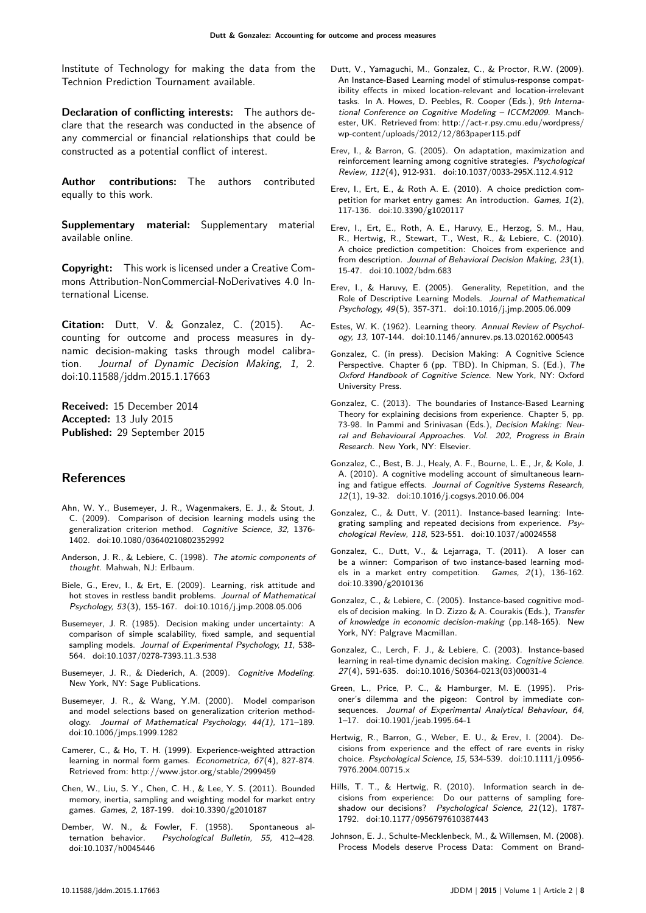Institute of Technology for making the data from the Technion Prediction Tournament available.

**Declaration of conflicting interests:** The authors declare that the research was conducted in the absence of any commercial or financial relationships that could be constructed as a potential conflict of interest.

**Author contributions:** The authors contributed equally to this work.

**Supplementary material:** Supplementary material available online.

**Copyright:** This work is licensed under a Creative Commons Attribution-NonCommercial-NoDerivatives 4.0 International License.

**Citation:** Dutt, V. & Gonzalez, C. (2015). Accounting for outcome and process measures in dynamic decision-making tasks through model calibration. *Journal of Dynamic Decision Making, 1*, 2. doi:10.11588/jddm.2015.1.17663

**Received:** 15 December 2014
**Accepted:** 13 July 2015
**Published:** 29 September 2015

## References

Ahn, W. Y., Busemeyer, J. R., Wagenmakers, E. J., & Stout, J. C. (2009). Comparison of decision learning models using the generalization criterion method. *Cognitive Science, 32*, 1376-1402. doi:10.1080/03640210802352992

Anderson, J. R., & Lebiere, C. (1998). *The atomic components of thought*. Mahwah, NJ: Erlbaum.

Biele, G., Erev, I., & Ert, E. (2009). Learning, risk attitude and hot stoves in restless bandit problems. *Journal of Mathematical Psychology, 53*(3), 155-167. doi:10.1016/j.jmp.2008.05.006

Busemeyer, J. R. (1985). Decision making under uncertainty: A comparison of simple scalability, fixed sample, and sequential sampling models. *Journal of Experimental Psychology, 11*, 538-564. doi:10.1037/0278-7393.11.3.538

Busemeyer, J. R., & Diederich, A. (2009). *Cognitive Modeling*. New York, NY: Sage Publications.

Busemeyer, J. R., & Wang, Y.M. (2000). Model comparison and model selections based on generalization criterion methodology. *Journal of Mathematical Psychology, 44(1)*, 171–189. doi:10.1006/jmps.1999.1282

Camerer, C., & Ho, T. H. (1999). Experience-weighted attraction learning in normal form games. *Econometrica, 67*(4), 827-874. Retrieved from: http://www.jstor.org/stable/2999459

Chen, W., Liu, S. Y., Chen, C. H., & Lee, Y. S. (2011). Bounded memory, inertia, sampling and weighting model for market entry games. *Games, 2*, 187-199. doi:10.3390/g2010187

Dember, W. N., & Fowler, F. (1958). Spontaneous alternation behavior. *Psychological Bulletin, 55*, 412–428. doi:10.1037/h0045446

Dutt, V., Yamaguchi, M., Gonzalez, C., & Proctor, R.W. (2009). An Instance-Based Learning model of stimulus-response compatibility effects in mixed location-relevant and location-irrelevant tasks. In A. Howes, D. Peebles, R. Cooper (Eds.), *9th International Conference on Cognitive Modeling – ICCM2009*. Manchester, UK. Retrieved from: http://act-r.psy.cmu.edu/wordpress/wp-content/uploads/2012/12/863paper115.pdf

Erev, I., & Barron, G. (2005). On adaptation, maximization and reinforcement learning among cognitive strategies. *Psychological Review, 112*(4), 912-931. doi:10.1037/0033-295X.112.4.912

Erev, I., Ert, E., & Roth A. E. (2010). A choice prediction competition for market entry games: An introduction. *Games, 1*(2), 117-136. doi:10.3390/g1020117

Erev, I., Ert, E., Roth, A. E., Haruvy, E., Herzog, S. M., Hau, R., Hertwig, R., Stewart, T., West, R., & Lebiere, C. (2010). A choice prediction competition: Choices from experience and from description. *Journal of Behavioral Decision Making, 23*(1), 15-47. doi:10.1002/bdm.683

Erev, I., & Haruvy, E. (2005). Generality, Repetition, and the Role of Descriptive Learning Models. *Journal of Mathematical Psychology, 49*(5), 357-371. doi:10.1016/j.jmp.2005.06.009

Estes, W. K. (1962). Learning theory. *Annual Review of Psychology, 13*, 107-144. doi:10.1146/annurev.ps.13.020162.000543

Gonzalez, C. (in press). Decision Making: A Cognitive Science Perspective. Chapter 6 (pp. TBD). In Chipman, S. (Ed.), *The Oxford Handbook of Cognitive Science*. New York, NY: Oxford University Press.

Gonzalez, C. (2013). The boundaries of Instance-Based Learning Theory for explaining decisions from experience. Chapter 5, pp. 73-98. In Pammi and Srinivasan (Eds.), *Decision Making: Neural and Behavioural Approaches. Vol. 202, Progress in Brain Research*. New York, NY: Elsevier.

Gonzalez, C., Best, B. J., Healy, A. F., Bourne, L. E., Jr, & Kole, J. A. (2010). A cognitive modeling account of simultaneous learning and fatigue effects. *Journal of Cognitive Systems Research, 12*(1), 19-32. doi:10.1016/j.cogsys.2010.06.004

Gonzalez, C., & Dutt, V. (2011). Instance-based learning: Integrating sampling and repeated decisions from experience. *Psychological Review, 118*, 523-551. doi:10.1037/a0024558

Gonzalez, C., Dutt, V., & Lejarraga, T. (2011). A loser can be a winner: Comparison of two instance-based learning models in a market entry competition. *Games, 2*(1), 136-162. doi:10.3390/g2010136

Gonzalez, C., & Lebiere, C. (2005). Instance-based cognitive models of decision making. In D. Zizzo & A. Courakis (Eds.), *Transfer of knowledge in economic decision-making* (pp.148-165). New York, NY: Palgrave Macmillan.

Gonzalez, C., Lerch, F. J., & Lebiere, C. (2003). Instance-based learning in real-time dynamic decision making. *Cognitive Science. 27*(4), 591-635. doi:10.1016/S0364-0213(03)00031-4

Green, L., Price, P. C., & Hamburger, M. E. (1995). Prisoner's dilemma and the pigeon: Control by immediate consequences. *Journal of Experimental Analytical Behaviour, 64*, 1–17. doi:10.1901/jeab.1995.64-1

Hertwig, R., Barron, G., Weber, E. U., & Erev, I. (2004). Decisions from experience and the effect of rare events in risky choice. *Psychological Science, 15*, 534-539. doi:10.1111/j.0956-7976.2004.00715.x

Hills, T. T., & Hertwig, R. (2010). Information search in decisions from experience: Do our patterns of sampling foreshadow our decisions? *Psychological Science, 21*(12), 1787-1792. doi:10.1177/0956797610387443

Johnson, E. J., Schulte-Mecklenbeck, M., & Willemsen, M. (2008). Process Models deserve Process Data: Comment on Brand-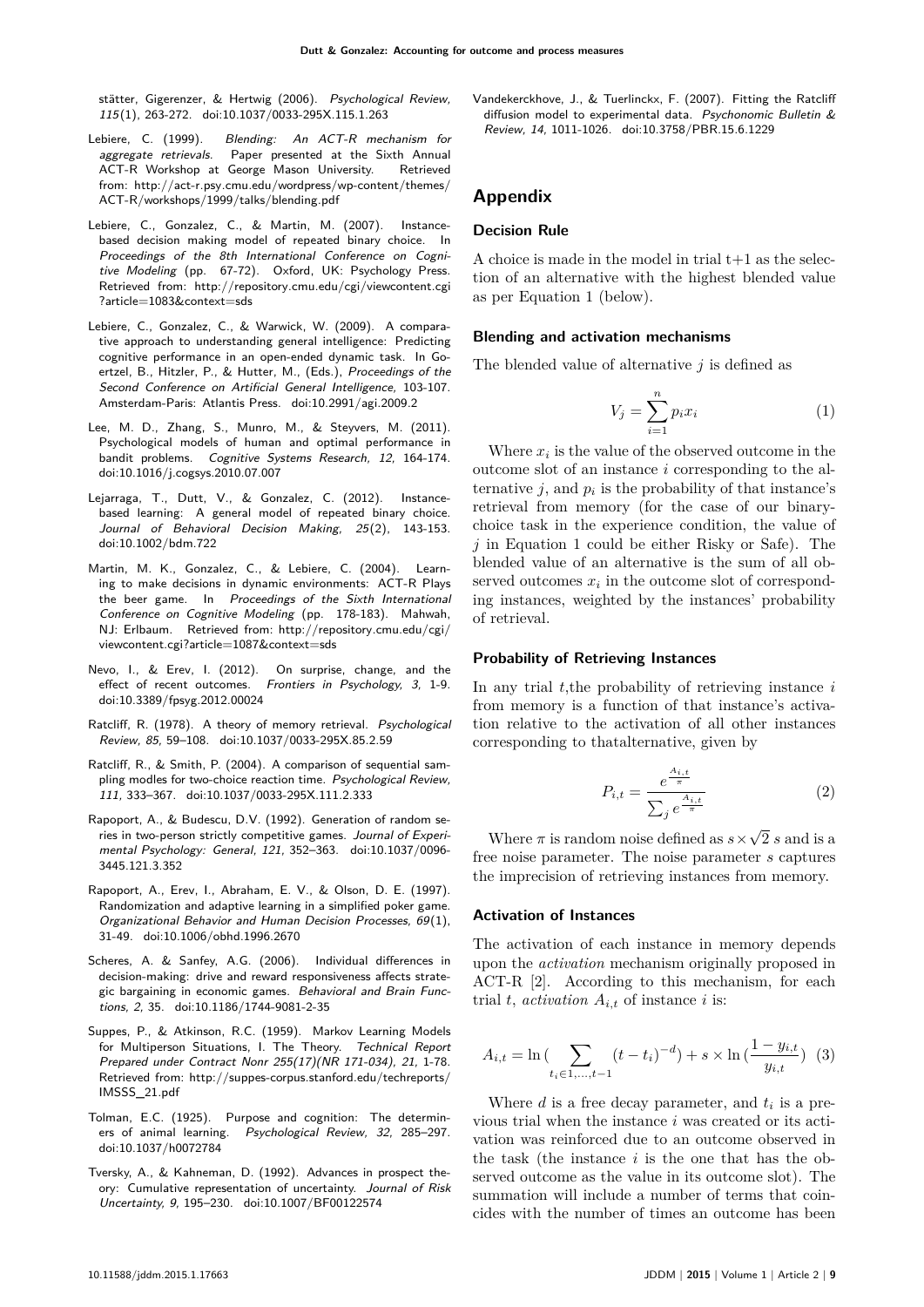stätter, Gigerenzer, & Hertwig (2006). *Psychological Review, 115*(1), 263-272. doi:10.1037/0033-295X.115.1.263

Lebiere, C. (1999). *Blending: An ACT-R mechanism for aggregate retrievals*. Paper presented at the Sixth Annual ACT-R Workshop at George Mason University. Retrieved from: http://act-r.psy.cmu.edu/wordpress/wp-content/themes/ACT-R/workshops/1999/talks/blending.pdf

Lebiere, C., Gonzalez, C., & Martin, M. (2007). Instance-based decision making model of repeated binary choice. In *Proceedings of the 8th International Conference on Cognitive Modeling* (pp. 67-72). Oxford, UK: Psychology Press. Retrieved from: http://repository.cmu.edu/cgi/viewcontent.cgi?article=1083&context=sds

Lebiere, C., Gonzalez, C., & Warwick, W. (2009). A comparative approach to understanding general intelligence: Predicting cognitive performance in an open-ended dynamic task. In Goertzel, B., Hitzler, P., & Hutter, M., (Eds.), *Proceedings of the Second Conference on Artificial General Intelligence*, 103-107. Amsterdam-Paris: Atlantis Press. doi:10.2991/agi.2009.2

Lee, M. D., Zhang, S., Munro, M., & Steyvers, M. (2011). Psychological models of human and optimal performance in bandit problems. *Cognitive Systems Research, 12*, 164-174. doi:10.1016/j.cogsys.2010.07.007

Lejarraga, T., Dutt, V., & Gonzalez, C. (2012). Instance-based learning: A general model of repeated binary choice. *Journal of Behavioral Decision Making, 25*(2), 143-153. doi:10.1002/bdm.722

Martin, M. K., Gonzalez, C., & Lebiere, C. (2004). Learning to make decisions in dynamic environments: ACT-R Plays the beer game. In *Proceedings of the Sixth International Conference on Cognitive Modeling* (pp. 178-183). Mahwah, NJ: Erlbaum. Retrieved from: http://repository.cmu.edu/cgi/viewcontent.cgi?article=1087&context=sds

Nevo, I., & Erev, I. (2012). On surprise, change, and the effect of recent outcomes. *Frontiers in Psychology, 3*, 1-9. doi:10.3389/fpsyg.2012.00024

Ratcliff, R. (1978). A theory of memory retrieval. *Psychological Review, 85*, 59–108. doi:10.1037/0033-295X.85.2.59

Ratcliff, R., & Smith, P. (2004). A comparison of sequential sampling modles for two-choice reaction time. *Psychological Review, 111*, 333–367. doi:10.1037/0033-295X.111.2.333

Rapoport, A., & Budescu, D.V. (1992). Generation of random series in two-person strictly competitive games. *Journal of Experimental Psychology: General, 121*, 352–363. doi:10.1037/0096-3445.121.3.352

Rapoport, A., Erev, I., Abraham, E. V., & Olson, D. E. (1997). Randomization and adaptive learning in a simplified poker game. *Organizational Behavior and Human Decision Processes, 69*(1), 31-49. doi:10.1006/obhd.1996.2670

Scheres, A. & Sanfey, A.G. (2006). Individual differences in decision-making: drive and reward responsiveness affects strategic bargaining in economic games. *Behavioral and Brain Functions, 2*, 35. doi:10.1186/1744-9081-2-35

Suppes, P., & Atkinson, R.C. (1959). Markov Learning Models for Multiperson Situations, I. The Theory. *Technical Report Prepared under Contract Nonr 255(17)(NR 171-034), 21*, 1-78. Retrieved from: http://suppes-corpus.stanford.edu/techreports/IMSSS_21.pdf

Tolman, E.C. (1925). Purpose and cognition: The determiners of animal learning. *Psychological Review, 32*, 285–297. doi:10.1037/h0072784

Tversky, A., & Kahneman, D. (1992). Advances in prospect theory: Cumulative representation of uncertainty. *Journal of Risk Uncertainty, 9*, 195–230. doi:10.1007/BF00122574

Vandekerckhove, J., & Tuerlinckx, F. (2007). Fitting the Ratcliff diffusion model to experimental data. *Psychonomic Bulletin & Review, 14*, 1011-1026. doi:10.3758/PBR.15.6.1229

## Appendix

### Decision Rule

A choice is made in the model in trial t+1 as the selection of an alternative with the highest blended value as per Equation 1 (below).

### Blending and activation mechanisms

The blended value of alternative $j$ is defined as

$$V_j = \sum_{i=1}^{n} p_i x_i \tag{1}$$

Where $x_i$ is the value of the observed outcome in the outcome slot of an instance $i$ corresponding to the alternative $j$, and $p_i$ is the probability of that instance's retrieval from memory (for the case of our binary-choice task in the experience condition, the value of $j$ in Equation 1 could be either Risky or Safe). The blended value of an alternative is the sum of all observed outcomes $x_i$ in the outcome slot of corresponding instances, weighted by the instances' probability of retrieval.

### Probability of Retrieving Instances

In any trial $t$,the probability of retrieving instance $i$ from memory is a function of that instance's activation relative to the activation of all other instances corresponding to thatalternative, given by

$$P_{i,t} = \frac{e^{\frac{A_{i,t}}{\pi}}}{\sum_j e^{\frac{A_{i,t}}{\pi}}} \tag{2}$$

Where $\pi$ is random noise defined as $s \times \sqrt{2}$ $s$ and is a free noise parameter. The noise parameter $s$ captures the imprecision of retrieving instances from memory.

### Activation of Instances

The activation of each instance in memory depends upon the *activation* mechanism originally proposed in ACT-R [2]. According to this mechanism, for each trial $t$, *activation* $A_{i,t}$ of instance $i$ is:

$$A_{i,t} = \ln\left(\sum_{t_i \in 1,\ldots,t-1} (t - t_i)^{-d}\right) + s \times \ln\left(\frac{1 - y_{i,t}}{y_{i,t}}\right) \tag{3}$$

Where $d$ is a free decay parameter, and $t_i$ is a previous trial when the instance $i$ was created or its activation was reinforced due to an outcome observed in the task (the instance $i$ is the one that has the observed outcome as the value in its outcome slot). The summation will include a number of terms that coincides with the number of times an outcome has been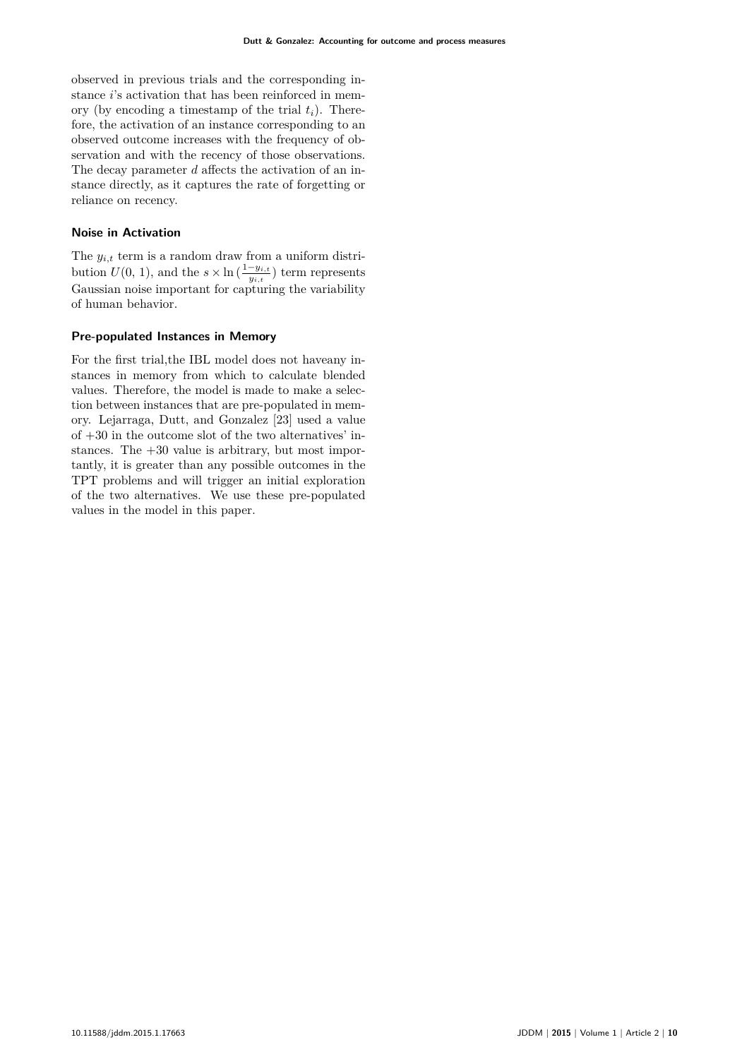observed in previous trials and the corresponding instance $i$'s activation that has been reinforced in memory (by encoding a timestamp of the trial $t_i$). Therefore, the activation of an instance corresponding to an observed outcome increases with the frequency of observation and with the recency of those observations. The decay parameter $d$ affects the activation of an instance directly, as it captures the rate of forgetting or reliance on recency.

### Noise in Activation

The $y_{i,t}$ term is a random draw from a uniform distribution $U(0, 1)$, and the $s \times \ln\left(\frac{1-y_{i,t}}{y_{i,t}}\right)$ term represents Gaussian noise important for capturing the variability of human behavior.

### Pre-populated Instances in Memory

For the first trial,the IBL model does not haveany instances in memory from which to calculate blended values. Therefore, the model is made to make a selection between instances that are pre-populated in memory. Lejarraga, Dutt, and Gonzalez [23] used a value of +30 in the outcome slot of the two alternatives' instances. The +30 value is arbitrary, but most importantly, it is greater than any possible outcomes in the TPT problems and will trigger an initial exploration of the two alternatives. We use these pre-populated values in the model in this paper.